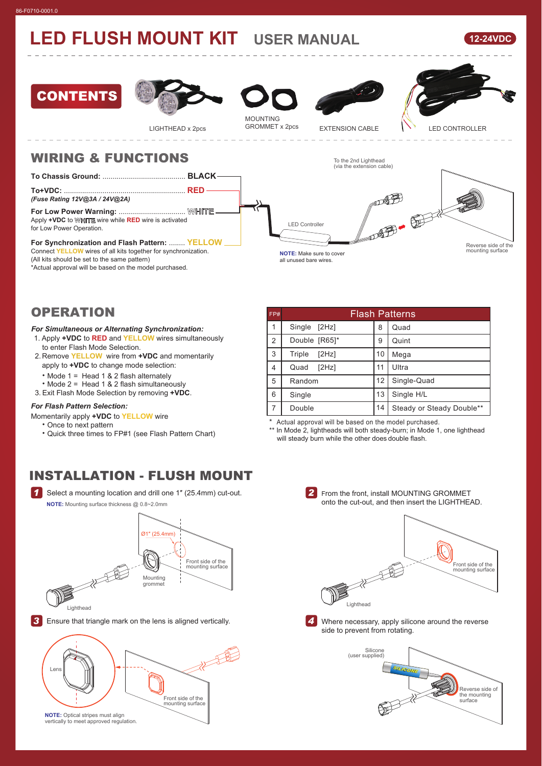86-F0710-0001.0

# LED FLUSH MOUNT KIT USER MANUAL

**12-24VDC**

## CONTENTS

- LIGHTHEAD x 2pcs
- MOUNTING GROMMET x 2pcs
- EXTENSION CABLE
- LED CONTROLLER

## WIRING & FUNCTIONS

**To Chassis Ground:** ........................................ **BLACK**

**To+VDC:** ........................................................... **RED**
*(Fuse Rating 12V@3A / 24V@2A)*

**For Low Power Warning:** ................................. **WHITE**
Apply **+VDC** to WHITE wire while **RED** wire is activated for Low Power Operation.

**For Synchronization and Flash Pattern:** ........ **YELLOW**
Connect YELLOW wires of all kits together for synchronization.
(All kits should be set to the same pattern)
*Actual approval will be based on the model purchased.

To the 2nd Lighthead (via the extension cable)

LED Controller

Reverse side of the mounting surface

**NOTE:** Make sure to cover all unused bare wires.

## OPERATION

***For Simultaneous or Alternating Synchronization:***

1. Apply **+VDC** to **RED** and **YELLOW** wires simultaneously to enter Flash Mode Selection.
2. Remove **YELLOW** wire from **+VDC** and momentarily apply to **+VDC** to change mode selection:
   - Mode 1 = Head 1 & 2 flash alternately
   - Mode 2 = Head 1 & 2 flash simultaneously
3. Exit Flash Mode Selection by removing **+VDC**.

***For Flash Pattern Selection:***

Momentarily apply **+VDC** to **YELLOW** wire
- Once to next pattern
- Quick three times to FP#1 (see Flash Pattern Chart)

| FP# | Flash Patterns | | |
|---|---|---|---|
| 1 | Single [2Hz] | 8 | Quad |
| 2 | Double [R65]* | 9 | Quint |
| 3 | Triple [2Hz] | 10 | Mega |
| 4 | Quad [2Hz] | 11 | Ultra |
| 5 | Random | 12 | Single-Quad |
| 6 | Single | 13 | Single H/L |
| 7 | Double | 14 | Steady or Steady Double** |

\* Actual approval will be based on the model purchased.
** In Mode 2, lightheads will both steady-burn; in Mode 1, one lighthead will steady burn while the other does double flash.

## INSTALLATION - FLUSH MOUNT

**1** Select a mounting location and drill one 1″ (25.4mm) cut-out.
**NOTE:** Mounting surface thickness @ 0.8~2.0mm

Ø1″ (25.4mm) — Front side of the mounting surface — Mounting grommet — Lighthead

**2** From the front, install MOUNTING GROMMET onto the cut-out, and then insert the LIGHTHEAD.

Front side of the mounting surface — Lighthead

**3** Ensure that triangle mark on the lens is aligned vertically.

Lens — Front side of the mounting surface

**NOTE:** Optical stripes must align vertically to meet approved regulation.

**4** Where necessary, apply silicone around the reverse side to prevent from rotating.

Silicone (user supplied) — Reverse side of the mounting surface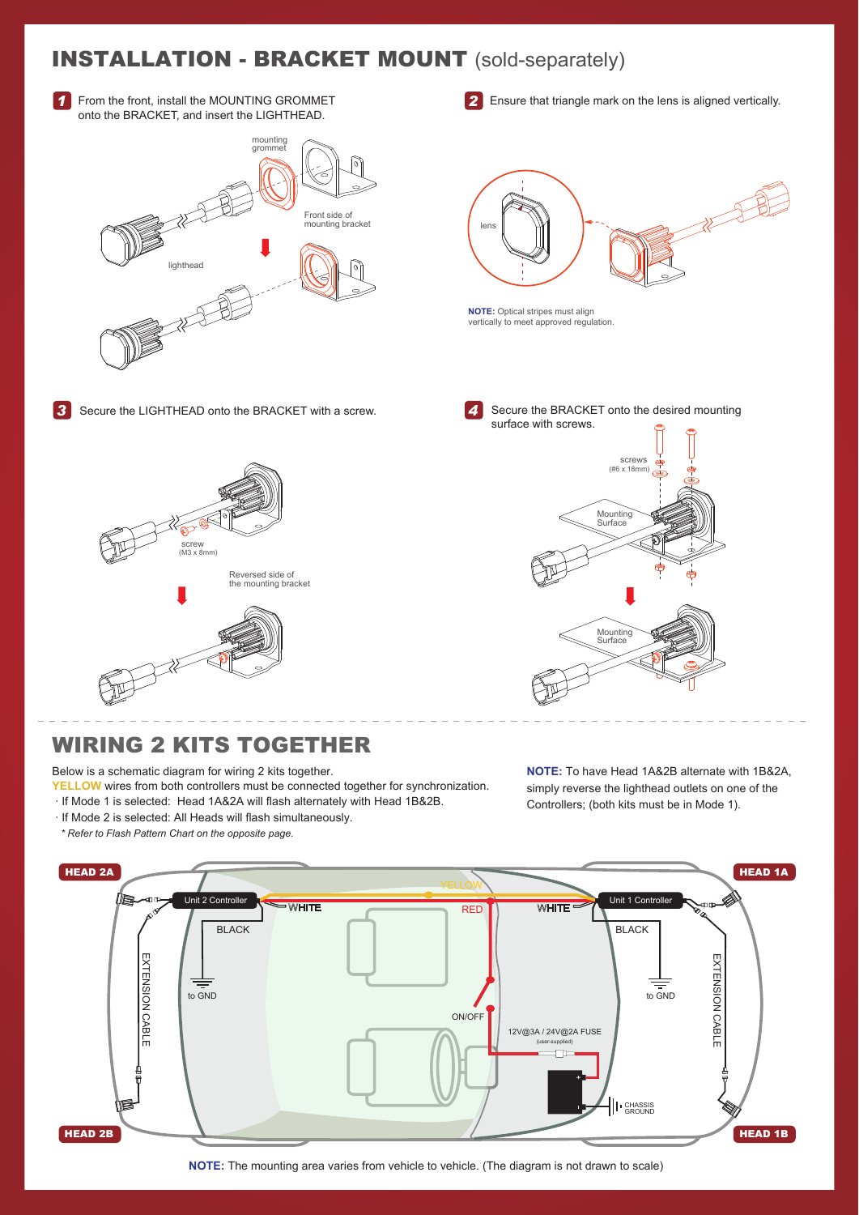# INSTALLATION - BRACKET MOUNT (sold-separately)

**1** From the front, install the MOUNTING GROMMET onto the BRACKET, and insert the LIGHTHEAD.

mounting grommet

Front side of mounting bracket

lighthead

**2** Ensure that triangle mark on the lens is aligned vertically.

lens

**NOTE:** Optical stripes must align vertically to meet approved regulation.

**3** Secure the LIGHTHEAD onto the BRACKET with a screw.

screw (M3 x 8mm)

Reversed side of the mounting bracket

**4** Secure the BRACKET onto the desired mounting surface with screws.

screws (#6 x 18mm)

Mounting Surface

Mounting Surface

# WIRING 2 KITS TOGETHER

Below is a schematic diagram for wiring 2 kits together.
**YELLOW** wires from both controllers must be connected together for synchronization.

- If Mode 1 is selected: Head 1A&2A will flash alternately with Head 1B&2B.
- If Mode 2 is selected: All Heads will flash simultaneously.

*\* Refer to Flash Pattern Chart on the opposite page.*

**NOTE:** To have Head 1A&2B alternate with 1B&2A, simply reverse the lighthead outlets on one of the Controllers; (both kits must be in Mode 1).

HEAD 2A
HEAD 1A
HEAD 2B
HEAD 1B
Unit 2 Controller
Unit 1 Controller
YELLOW
WHITE
RED
WHITE
BLACK
BLACK
to GND
to GND
EXTENSION CABLE
EXTENSION CABLE
ON/OFF
12V@3A / 24V@2A FUSE (user-supplied)
CHASSIS GROUND

**NOTE:** The mounting area varies from vehicle to vehicle. (The diagram is not drawn to scale)